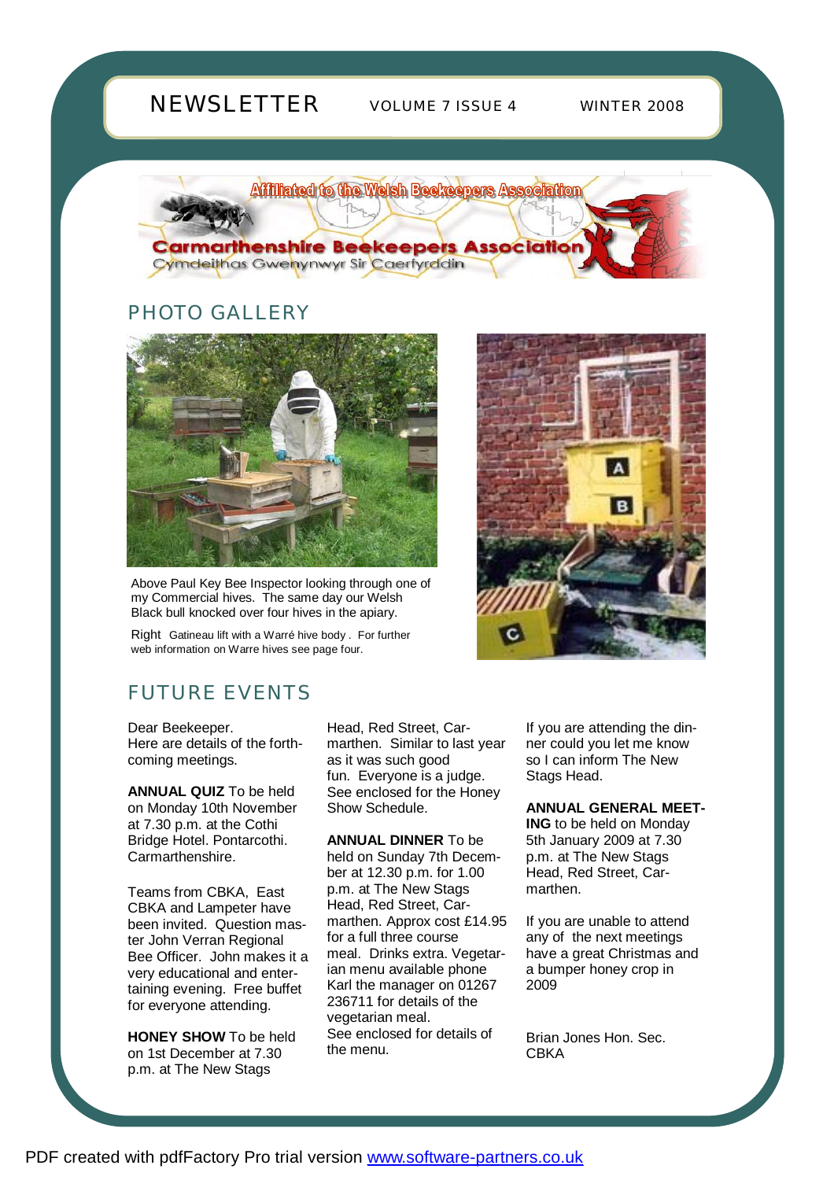# NEWSLETTER

VOLUME 7 ISSUE 4 WINTER 2008

Affiliated to the Welsh Beekeepers Association

Carmarthenshire Beekeepers Association

Cymdeithas Gwenynwyr Sir Caerfyrddin

## PHOTO GALLERY

Above Paul Key Bee Inspector looking through one of my Commercial hives. The same day our Welsh Black bull knocked over four hives in the apiary.

Right Gatineau lift with a Warré hive body . For further web information on Warre hives see page four.

## FUTURE EVENTS

Dear Beekeeper.
Here are details of the forthcoming meetings.

**ANNUAL QUIZ** To be held on Monday 10th November at 7.30 p.m. at the Cothi Bridge Hotel. Pontarcothi. Carmarthenshire.

Teams from CBKA, East CBKA and Lampeter have been invited. Question master John Verran Regional Bee Officer. John makes it a very educational and entertaining evening. Free buffet for everyone attending.

**HONEY SHOW** To be held on 1st December at 7.30 p.m. at The New Stags Head, Red Street, Carmarthen. Similar to last year as it was such good fun. Everyone is a judge. See enclosed for the Honey Show Schedule.

**ANNUAL DINNER** To be held on Sunday 7th December at 12.30 p.m. for 1.00 p.m. at The New Stags Head, Red Street, Carmarthen. Approx cost £14.95 for a full three course meal. Drinks extra. Vegetarian menu available phone Karl the manager on 01267 236711 for details of the vegetarian meal.
See enclosed for details of the menu.

If you are attending the dinner could you let me know so I can inform The New Stags Head.

**ANNUAL GENERAL MEETING** to be held on Monday 5th January 2009 at 7.30 p.m. at The New Stags Head, Red Street, Carmarthen.

If you are unable to attend any of the next meetings have a great Christmas and a bumper honey crop in 2009

Brian Jones Hon. Sec.
CBKA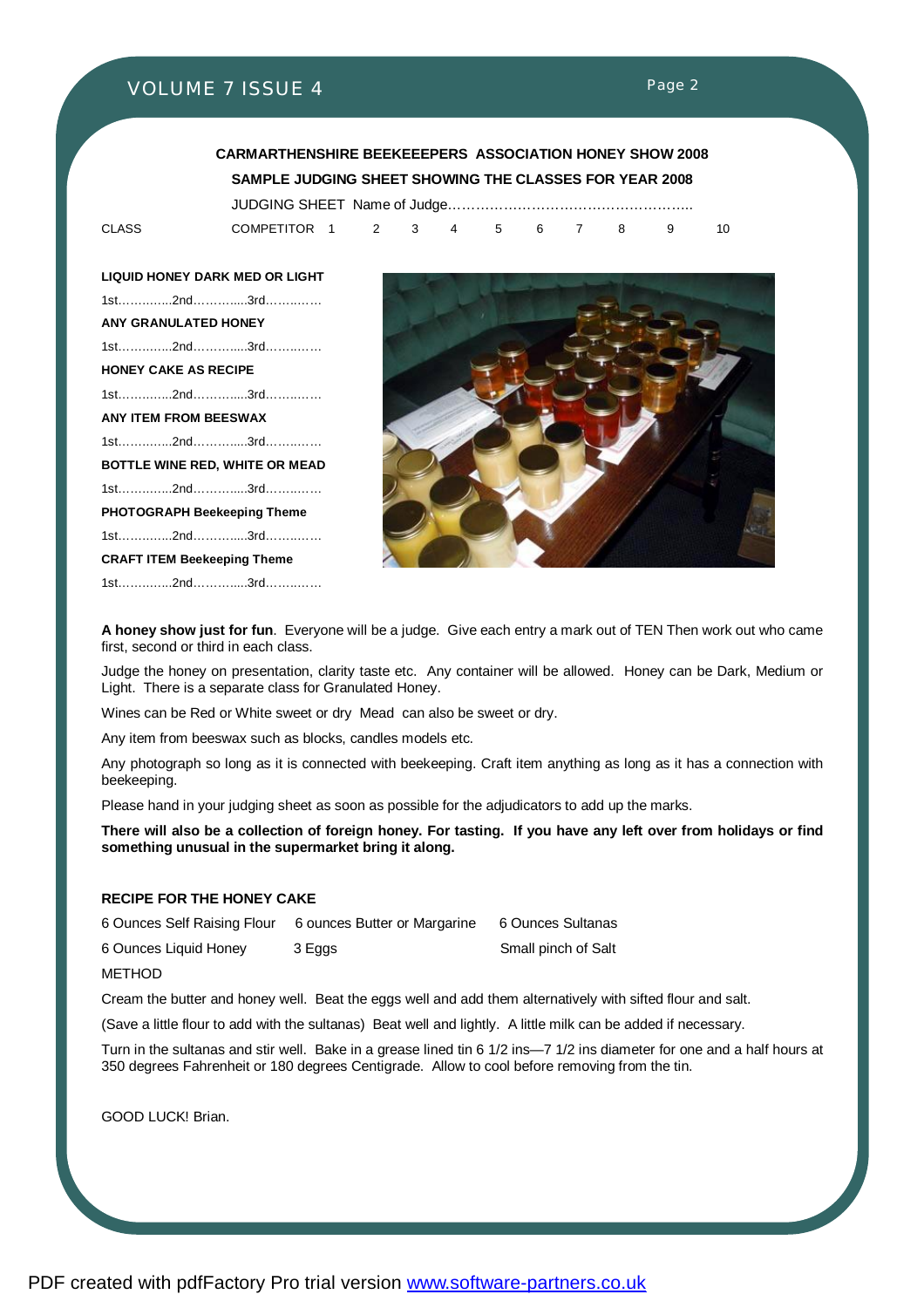**CARMARTHENSHIRE BEEKEEEPERS ASSOCIATION HONEY SHOW 2008**

**SAMPLE JUDGING SHEET SHOWING THE CLASSES FOR YEAR 2008**

JUDGING SHEET Name of Judge……………………………………………..

CLASS COMPETITOR 1 2 3 4 5 6 7 8 9 10

**LIQUID HONEY DARK MED OR LIGHT**

1st…………..2nd…………..3rd………….

**ANY GRANULATED HONEY**

1st…………..2nd…………..3rd………….

**HONEY CAKE AS RECIPE**

1st…………..2nd…………..3rd………….

**ANY ITEM FROM BEESWAX**

1st…………..2nd…………..3rd………….

**BOTTLE WINE RED, WHITE OR MEAD**

1st…………..2nd…………..3rd………….

**PHOTOGRAPH Beekeeping Theme**

1st…………..2nd…………..3rd………….

**CRAFT ITEM Beekeeping Theme**

1st…………..2nd…………..3rd………….

**A honey show just for fun**. Everyone will be a judge. Give each entry a mark out of TEN Then work out who came first, second or third in each class.

Judge the honey on presentation, clarity taste etc. Any container will be allowed. Honey can be Dark, Medium or Light. There is a separate class for Granulated Honey.

Wines can be Red or White sweet or dry Mead can also be sweet or dry.

Any item from beeswax such as blocks, candles models etc.

Any photograph so long as it is connected with beekeeping. Craft item anything as long as it has a connection with beekeeping.

Please hand in your judging sheet as soon as possible for the adjudicators to add up the marks.

**There will also be a collection of foreign honey. For tasting. If you have any left over from holidays or find something unusual in the supermarket bring it along.**

**RECIPE FOR THE HONEY CAKE**

6 Ounces Self Raising Flour, 6 ounces Butter or Margarine, 6 Ounces Sultanas

6 Ounces Liquid Honey, 3 Eggs, Small pinch of Salt

METHOD

Cream the butter and honey well. Beat the eggs well and add them alternatively with sifted flour and salt.

(Save a little flour to add with the sultanas) Beat well and lightly. A little milk can be added if necessary.

Turn in the sultanas and stir well. Bake in a grease lined tin 6 1/2 ins—7 1/2 ins diameter for one and a half hours at 350 degrees Fahrenheit or 180 degrees Centigrade. Allow to cool before removing from the tin.

GOOD LUCK! Brian.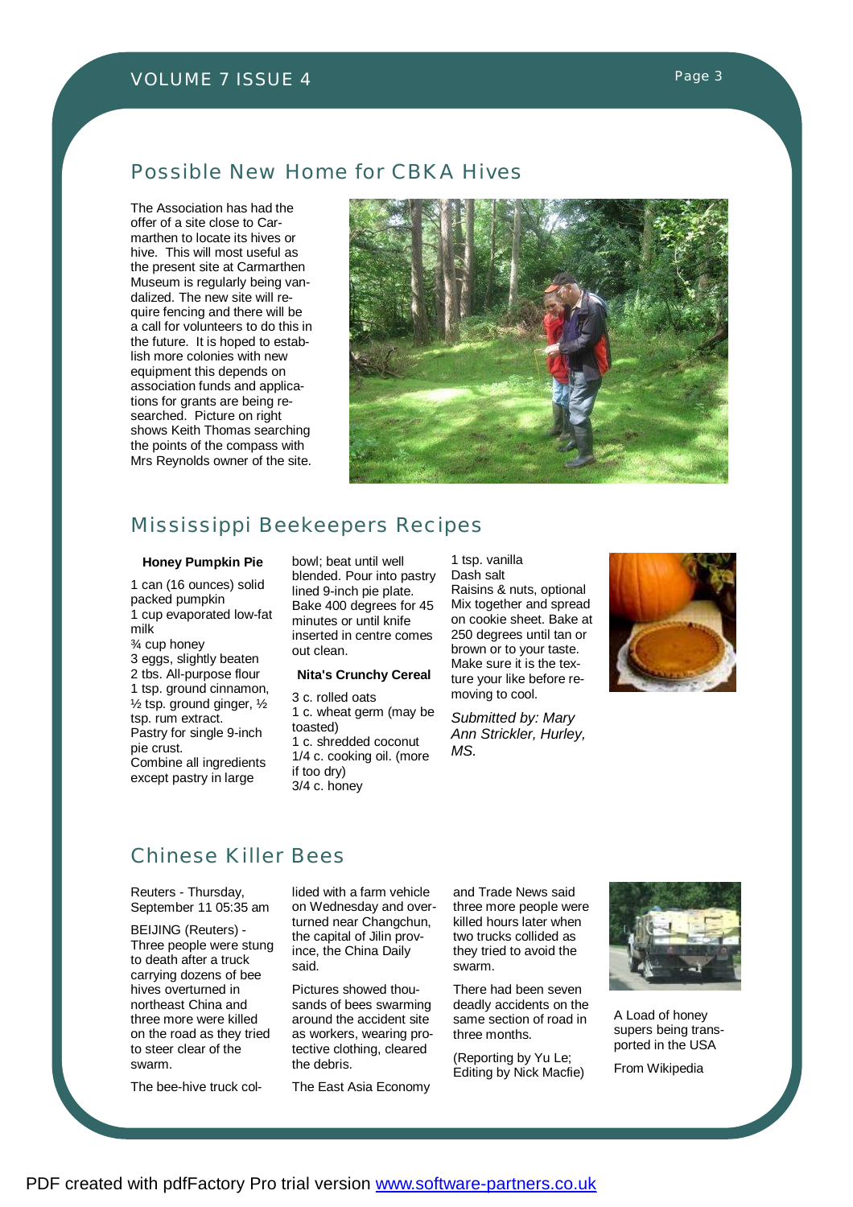## Possible New Home for CBKA Hives

The Association has had the offer of a site close to Carmarthen to locate its hives or hive. This will most useful as the present site at Carmarthen Museum is regularly being vandalized. The new site will require fencing and there will be a call for volunteers to do this in the future. It is hoped to establish more colonies with new equipment this depends on association funds and applications for grants are being researched. Picture on right shows Keith Thomas searching the points of the compass with Mrs Reynolds owner of the site.

## Mississippi Beekeepers Recipes

**Honey Pumpkin Pie**

1 can (16 ounces) solid packed pumpkin
1 cup evaporated low-fat milk
¾ cup honey
3 eggs, slightly beaten
2 tbs. All-purpose flour
1 tsp. ground cinnamon, ½ tsp. ground ginger, ½ tsp. rum extract.
Pastry for single 9-inch pie crust.
Combine all ingredients except pastry in large bowl; beat until well blended. Pour into pastry lined 9-inch pie plate. Bake 400 degrees for 45 minutes or until knife inserted in centre comes out clean.

**Nita's Crunchy Cereal**

3 c. rolled oats
1 c. wheat germ (may be toasted)
1 c. shredded coconut
1/4 c. cooking oil. (more if too dry)
3/4 c. honey
1 tsp. vanilla
Dash salt
Raisins & nuts, optional
Mix together and spread on cookie sheet. Bake at 250 degrees until tan or brown or to your taste. Make sure it is the texture your like before removing to cool.

*Submitted by: Mary Ann Strickler, Hurley, MS.*

## Chinese Killer Bees

Reuters - Thursday, September 11 05:35 am

BEIJING (Reuters) - Three people were stung to death after a truck carrying dozens of bee hives overturned in northeast China and three more were killed on the road as they tried to steer clear of the swarm.

The bee-hive truck collided with a farm vehicle on Wednesday and overturned near Changchun, the capital of Jilin province, the China Daily said.

Pictures showed thousands of bees swarming around the accident site as workers, wearing protective clothing, cleared the debris.

The East Asia Economy and Trade News said three more people were killed hours later when two trucks collided as they tried to avoid the swarm.

There had been seven deadly accidents on the same section of road in three months.

(Reporting by Yu Le; Editing by Nick Macfie)

A Load of honey supers being transported in the USA

From Wikipedia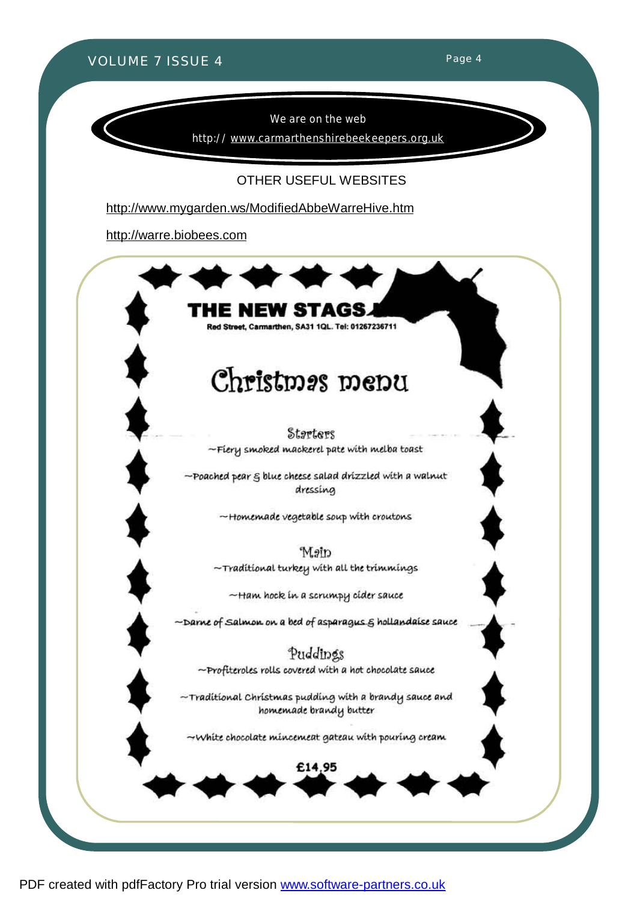We are on the web

http:// www.carmarthenshirebeekeepers.org.uk

OTHER USEFUL WEBSITES

http://www.mygarden.ws/ModifiedAbbeWarreHive.htm

http://warre.biobees.com

# THE NEW STAGS

Red Street, Carmarthen, SA31 1QL. Tel: 01267236711

## Christmas menu

### Starters

~Fiery smoked mackerel pate with melba toast

~Poached pear & blue cheese salad drizzled with a walnut dressing

~Homemade vegetable soup with croutons

### Main

~Traditional turkey with all the trimmings

~Ham hock in a scrumpy cider sauce

~Darne of Salmon on a bed of asparagus & hollandaise sauce

### Puddings

~Profiteroles rolls covered with a hot chocolate sauce

~Traditional Christmas pudding with a brandy sauce and homemade brandy butter

~White chocolate mincemeat gateau with pouring cream

**£14.95**

PDF created with pdfFactory Pro trial version www.software-partners.co.uk